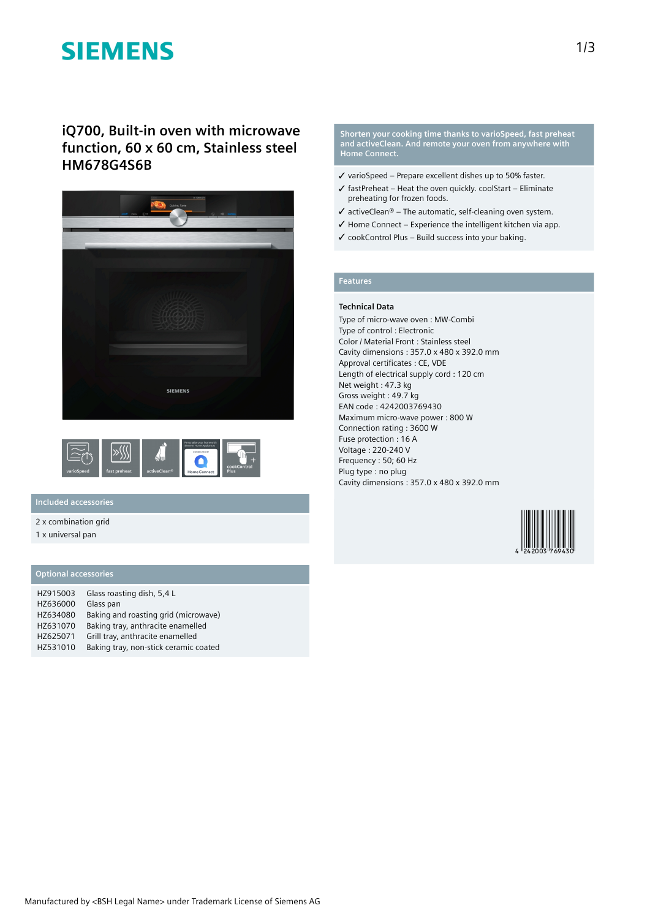SIEMENS

# iQ700, Built-in oven with microwave function, 60 x 60 cm, Stainless steel HM678G4S6B

varioSpeed | fast preheat | activeClean® | Home Connect | cookControl Plus

## Included accessories

2 x combination grid
1 x universal pan

## Optional accessories

| | |
|---|---|
| HZ915003 | Glass roasting dish, 5,4 L |
| HZ636000 | Glass pan |
| HZ634080 | Baking and roasting grid (microwave) |
| HZ631070 | Baking tray, anthracite enamelled |
| HZ625071 | Grill tray, anthracite enamelled |
| HZ531010 | Baking tray, non-stick ceramic coated |

**Shorten your cooking time thanks to varioSpeed, fast preheat and activeClean. And remote your oven from anywhere with Home Connect.**

- ✓ varioSpeed – Prepare excellent dishes up to 50% faster.
- ✓ fastPreheat – Heat the oven quickly. coolStart – Eliminate preheating for frozen foods.
- ✓ activeClean® – The automatic, self-cleaning oven system.
- ✓ Home Connect – Experience the intelligent kitchen via app.
- ✓ cookControl Plus – Build success into your baking.

## Features

### Technical Data

Type of micro-wave oven : MW-Combi
Type of control : Electronic
Color / Material Front : Stainless steel
Cavity dimensions : 357.0 x 480 x 392.0 mm
Approval certificates : CE, VDE
Length of electrical supply cord : 120 cm
Net weight : 47.3 kg
Gross weight : 49.7 kg
EAN code : 4242003769430
Maximum micro-wave power : 800 W
Connection rating : 3600 W
Fuse protection : 16 A
Voltage : 220-240 V
Frequency : 50; 60 Hz
Plug type : no plug
Cavity dimensions : 357.0 x 480 x 392.0 mm

4 242003 769430

Manufactured by <BSH Legal Name> under Trademark License of Siemens AG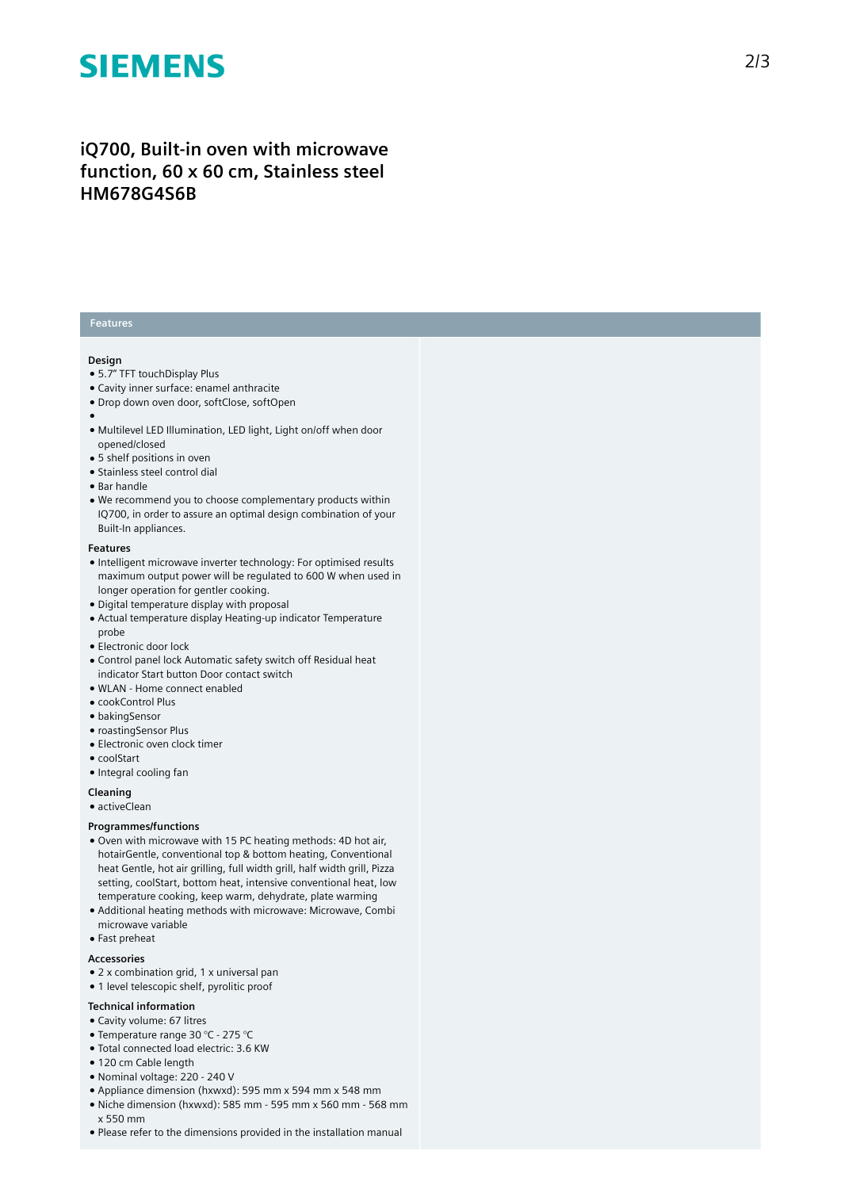# iQ700, Built-in oven with microwave function, 60 x 60 cm, Stainless steel HM678G4S6B

## Features

### Design

- 5.7" TFT touchDisplay Plus
- Cavity inner surface: enamel anthracite
- Drop down oven door, softClose, softOpen
- 
- Multilevel LED Illumination, LED light, Light on/off when door opened/closed
- 5 shelf positions in oven
- Stainless steel control dial
- Bar handle
- We recommend you to choose complementary products within IQ700, in order to assure an optimal design combination of your Built-In appliances.

### Features

- Intelligent microwave inverter technology: For optimised results maximum output power will be regulated to 600 W when used in longer operation for gentler cooking.
- Digital temperature display with proposal
- Actual temperature display Heating-up indicator Temperature probe
- Electronic door lock
- Control panel lock Automatic safety switch off Residual heat indicator Start button Door contact switch
- WLAN - Home connect enabled
- cookControl Plus
- bakingSensor
- roastingSensor Plus
- Electronic oven clock timer
- coolStart
- Integral cooling fan

### Cleaning

- activeClean

### Programmes/functions

- Oven with microwave with 15 PC heating methods: 4D hot air, hotairGentle, conventional top & bottom heating, Conventional heat Gentle, hot air grilling, full width grill, half width grill, Pizza setting, coolStart, bottom heat, intensive conventional heat, low temperature cooking, keep warm, dehydrate, plate warming
- Additional heating methods with microwave: Microwave, Combi microwave variable
- Fast preheat

### Accessories

- 2 x combination grid, 1 x universal pan
- 1 level telescopic shelf, pyrolitic proof

### Technical information

- Cavity volume: 67 litres
- Temperature range 30 °C - 275 °C
- Total connected load electric: 3.6 KW
- 120 cm Cable length
- Nominal voltage: 220 - 240 V
- Appliance dimension (hxwxd): 595 mm x 594 mm x 548 mm
- Niche dimension (hxwxd): 585 mm - 595 mm x 560 mm - 568 mm x 550 mm
- Please refer to the dimensions provided in the installation manual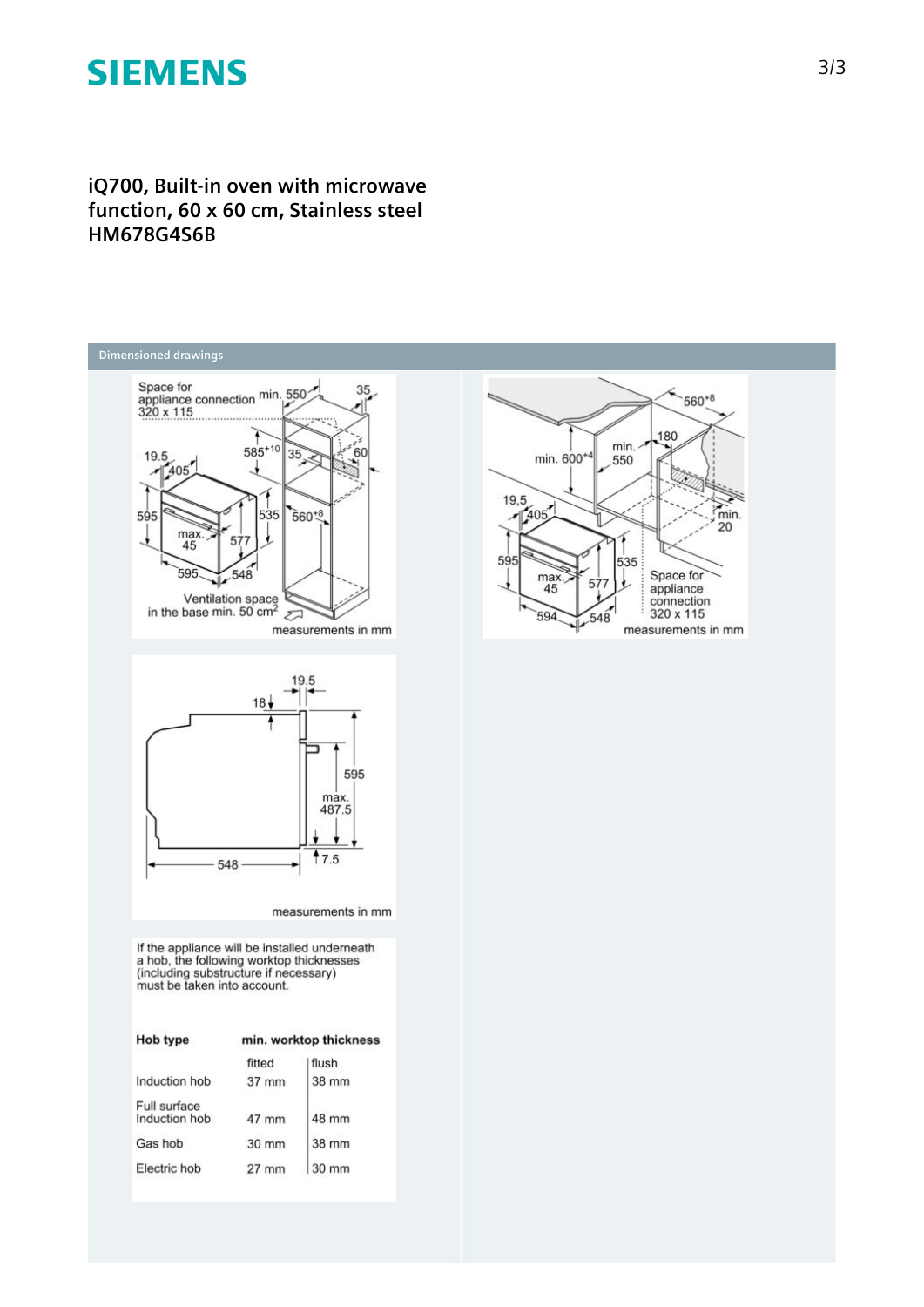# iQ700, Built-in oven with microwave function, 60 x 60 cm, Stainless steel HM678G4S6B

## Dimensioned drawings

Space for appliance connection 320 x 115

min. 550

35

19.5

405

585+10

35

60

595

535

560+8

max. 45

577

595

548

Ventilation space in the base min. 50 cm²

measurements in mm

560+8

180

min. 550

min. 600+4

19,5

405

min. 20

595

535

max. 45

577

Space for appliance connection 320 x 115

594

548

measurements in mm

19.5

18

595

max. 487.5

7.5

548

measurements in mm

If the appliance will be installed underneath a hob, the following worktop thicknesses (including substructure if necessary) must be taken into account.

| Hob type | min. worktop thickness | |
|---|---|---|
| | fitted | flush |
| Induction hob | 37 mm | 38 mm |
| Full surface Induction hob | 47 mm | 48 mm |
| Gas hob | 30 mm | 38 mm |
| Electric hob | 27 mm | 30 mm |